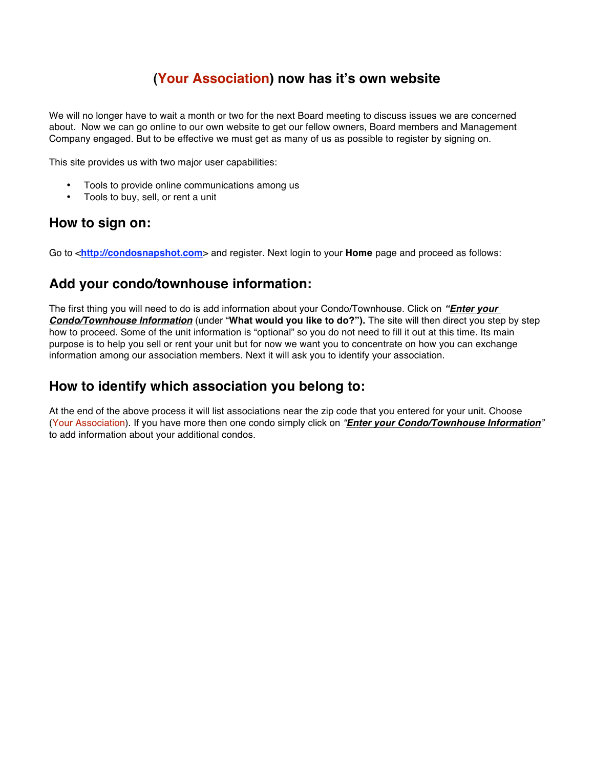# (Your Association) now has it's own website

We will no longer have to wait a month or two for the next Board meeting to discuss issues we are concerned about. Now we can go online to our own website to get our fellow owners, Board members and Management Company engaged. But to be effective we must get as many of us as possible to register by signing on.

This site provides us with two major user capabilities:

- Tools to provide online communications among us
- Tools to buy, sell, or rent a unit

## How to sign on:

Go to <[http://condosnapshot.com](http://condosnapshot.com)> and register. Next login to your **Home** page and proceed as follows:

## Add your condo/townhouse information:

The first thing you will need to do is add information about your Condo/Townhouse. Click on ***"Enter your Condo/Townhouse Information*** (under "**What would you like to do?").** The site will then direct you step by step how to proceed. Some of the unit information is "optional" so you do not need to fill it out at this time. Its main purpose is to help you sell or rent your unit but for now we want you to concentrate on how you can exchange information among our association members. Next it will ask you to identify your association.

## How to identify which association you belong to:

At the end of the above process it will list associations near the zip code that you entered for your unit. Choose (Your Association). If you have more then one condo simply click on *"**Enter your Condo/Townhouse Information**"* to add information about your additional condos.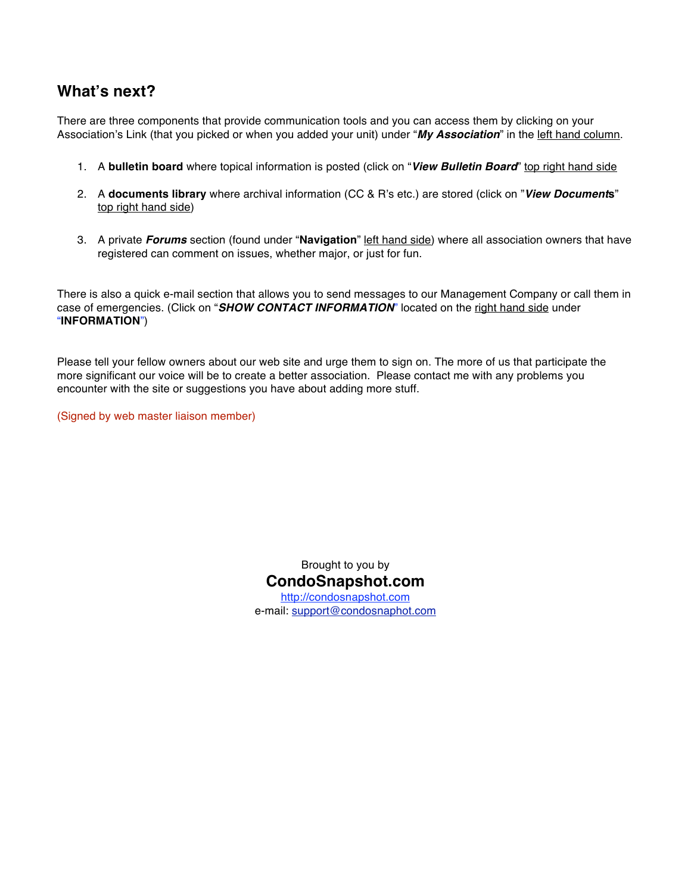## What's next?

There are three components that provide communication tools and you can access them by clicking on your Association's Link (that you picked or when you added your unit) under "***My Association***" in the left hand column.

1. A **bulletin board** where topical information is posted (click on "***View Bulletin Board***" top right hand side

2. A **documents library** where archival information (CC & R's etc.) are stored (click on "***View Documents***" top right hand side)

3. A private ***Forums*** section (found under "**Navigation**" left hand side) where all association owners that have registered can comment on issues, whether major, or just for fun.

There is also a quick e-mail section that allows you to send messages to our Management Company or call them in case of emergencies. (Click on "***SHOW CONTACT INFORMATION***" located on the right hand side under "**INFORMATION**")

Please tell your fellow owners about our web site and urge them to sign on. The more of us that participate the more significant our voice will be to create a better association. Please contact me with any problems you encounter with the site or suggestions you have about adding more stuff.

(Signed by web master liaison member)

Brought to you by

**CondoSnapshot.com**

http://condosnapshot.com

e-mail: support@condosnaphot.com